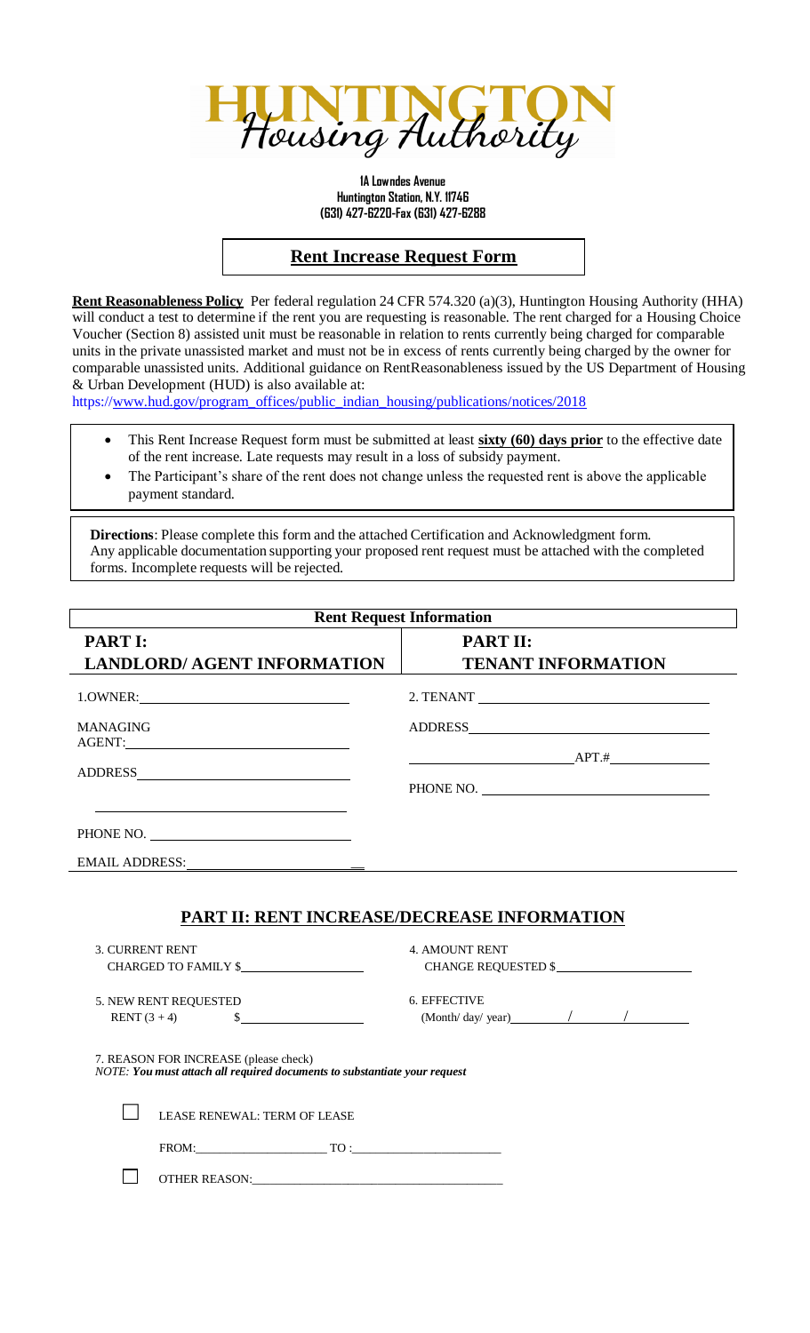# HUNTINGTON Housing Authority

**1A Lowndes Avenue**
**Huntington Station, N.Y. 11746**
**(631) 427-6220-Fax (631) 427-6288**

## Rent Increase Request Form

**Rent Reasonableness Policy** Per federal regulation 24 CFR 574.320 (a)(3), Huntington Housing Authority (HHA) will conduct a test to determine if the rent you are requesting is reasonable. The rent charged for a Housing Choice Voucher (Section 8) assisted unit must be reasonable in relation to rents currently being charged for comparable units in the private unassisted market and must not be in excess of rents currently being charged by the owner for comparable unassisted units. Additional guidance on RentReasonableness issued by the US Department of Housing & Urban Development (HUD) is also available at: https://www.hud.gov/program_offices/public_indian_housing/publications/notices/2018

- This Rent Increase Request form must be submitted at least **sixty (60) days prior** to the effective date of the rent increase. Late requests may result in a loss of subsidy payment.
- The Participant's share of the rent does not change unless the requested rent is above the applicable payment standard.

**Directions**: Please complete this form and the attached Certification and Acknowledgment form. Any applicable documentation supporting your proposed rent request must be attached with the completed forms. Incomplete requests will be rejected.

### Rent Request Information

| PART I: LANDLORD/ AGENT INFORMATION | PART II: TENANT INFORMATION |
|---|---|
| 1.OWNER: ______________________ | 2. TENANT ______________________ |
| MANAGING AGENT: ______________________ | ADDRESS ______________________ |
| ADDRESS ______________________ | ______________ APT.# __________ |
| ______________________ | PHONE NO. ______________________ |
| PHONE NO. ______________________ | |
| EMAIL ADDRESS: ______________________ | |

## PART II: RENT INCREASE/DECREASE INFORMATION

3. CURRENT RENT CHARGED TO FAMILY $ ______________

4. AMOUNT RENT CHANGE REQUESTED $ ______________

5. NEW RENT REQUESTED RENT (3 + 4) $ ______________

6. EFFECTIVE (Month/ day/ year) ______ / ______ / ______

7. REASON FOR INCREASE (please check)
*NOTE: You must attach all required documents to substantiate your request*

☐ LEASE RENEWAL: TERM OF LEASE

FROM: ______________________ TO : ______________________

☐ OTHER REASON: ______________________________________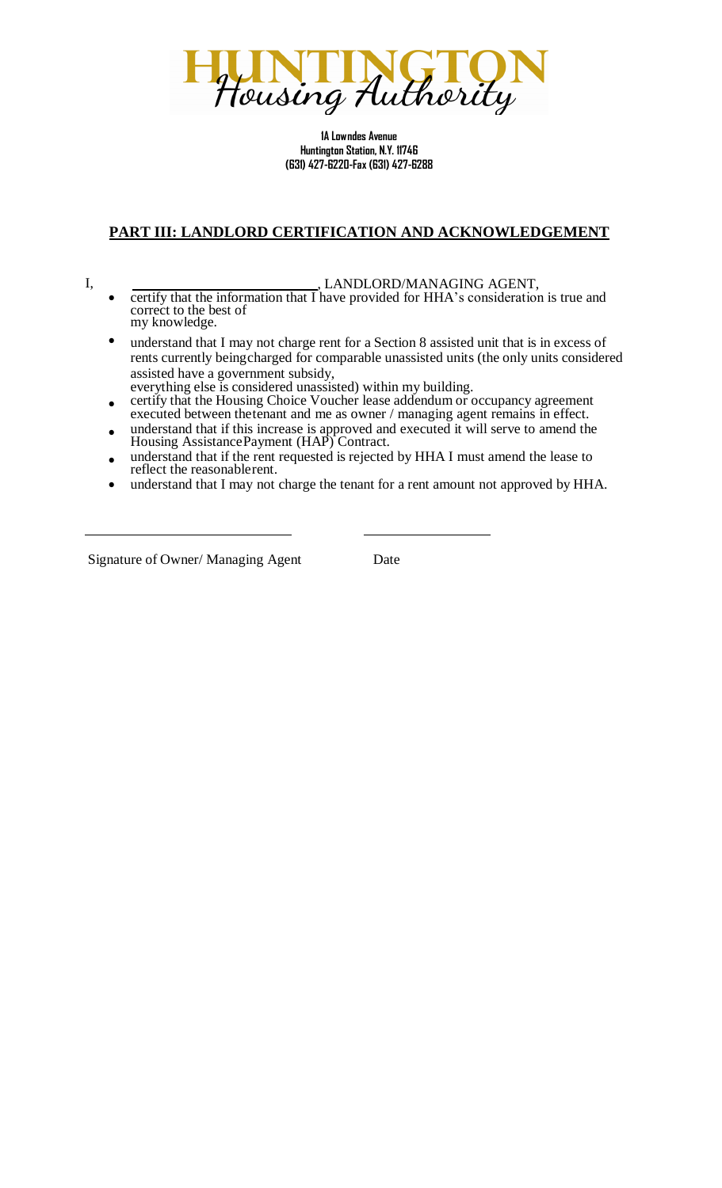# HUNTINGTON Housing Authority

**1A Lowndes Avenue**
**Huntington Station, N.Y. 11746**
**(631) 427-6220-Fax (631) 427-6288**

## PART III: LANDLORD CERTIFICATION AND ACKNOWLEDGEMENT

I, ____________________________, LANDLORD/MANAGING AGENT,

- certify that the information that I have provided for HHA's consideration is true and correct to the best of my knowledge.
- understand that I may not charge rent for a Section 8 assisted unit that is in excess of rents currently being charged for comparable unassisted units (the only units considered assisted have a government subsidy, everything else is considered unassisted) within my building.
- certify that the Housing Choice Voucher lease addendum or occupancy agreement executed between the tenant and me as owner / managing agent remains in effect.
- understand that if this increase is approved and executed it will serve to amend the Housing Assistance Payment (HAP) Contract.
- understand that if the rent requested is rejected by HHA I must amend the lease to reflect the reasonable rent.
- understand that I may not charge the tenant for a rent amount not approved by HHA.

______________________________ ____________________

Signature of Owner/ Managing Agent Date